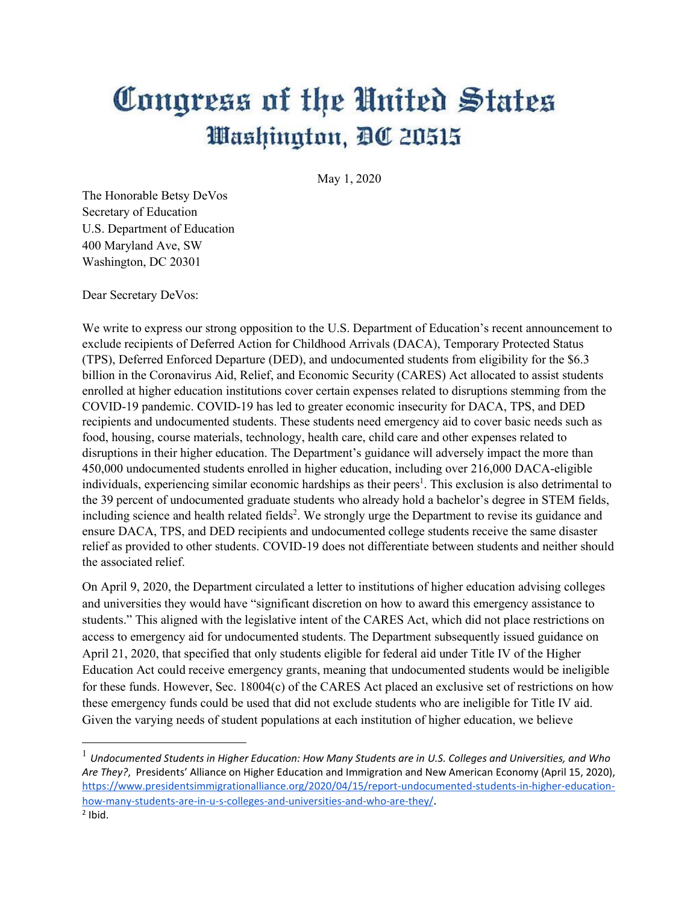# Congress of the United States
## Washington, DC 20515

May 1, 2020

The Honorable Betsy DeVos
Secretary of Education
U.S. Department of Education
400 Maryland Ave, SW
Washington, DC 20301

Dear Secretary DeVos:

We write to express our strong opposition to the U.S. Department of Education's recent announcement to exclude recipients of Deferred Action for Childhood Arrivals (DACA), Temporary Protected Status (TPS), Deferred Enforced Departure (DED), and undocumented students from eligibility for the $6.3 billion in the Coronavirus Aid, Relief, and Economic Security (CARES) Act allocated to assist students enrolled at higher education institutions cover certain expenses related to disruptions stemming from the COVID-19 pandemic. COVID-19 has led to greater economic insecurity for DACA, TPS, and DED recipients and undocumented students. These students need emergency aid to cover basic needs such as food, housing, course materials, technology, health care, child care and other expenses related to disruptions in their higher education. The Department's guidance will adversely impact the more than 450,000 undocumented students enrolled in higher education, including over 216,000 DACA-eligible individuals, experiencing similar economic hardships as their peers[1]. This exclusion is also detrimental to the 39 percent of undocumented graduate students who already hold a bachelor's degree in STEM fields, including science and health related fields[2]. We strongly urge the Department to revise its guidance and ensure DACA, TPS, and DED recipients and undocumented college students receive the same disaster relief as provided to other students. COVID-19 does not differentiate between students and neither should the associated relief.

On April 9, 2020, the Department circulated a letter to institutions of higher education advising colleges and universities they would have "significant discretion on how to award this emergency assistance to students." This aligned with the legislative intent of the CARES Act, which did not place restrictions on access to emergency aid for undocumented students. The Department subsequently issued guidance on April 21, 2020, that specified that only students eligible for federal aid under Title IV of the Higher Education Act could receive emergency grants, meaning that undocumented students would be ineligible for these funds. However, Sec. 18004(c) of the CARES Act placed an exclusive set of restrictions on how these emergency funds could be used that did not exclude students who are ineligible for Title IV aid. Given the varying needs of student populations at each institution of higher education, we believe

---

[1] *Undocumented Students in Higher Education: How Many Students are in U.S. Colleges and Universities, and Who Are They?*, Presidents' Alliance on Higher Education and Immigration and New American Economy (April 15, 2020), https://www.presidentsimmigrationalliance.org/2020/04/15/report-undocumented-students-in-higher-education-how-many-students-are-in-u-s-colleges-and-universities-and-who-are-they/.

[2] Ibid.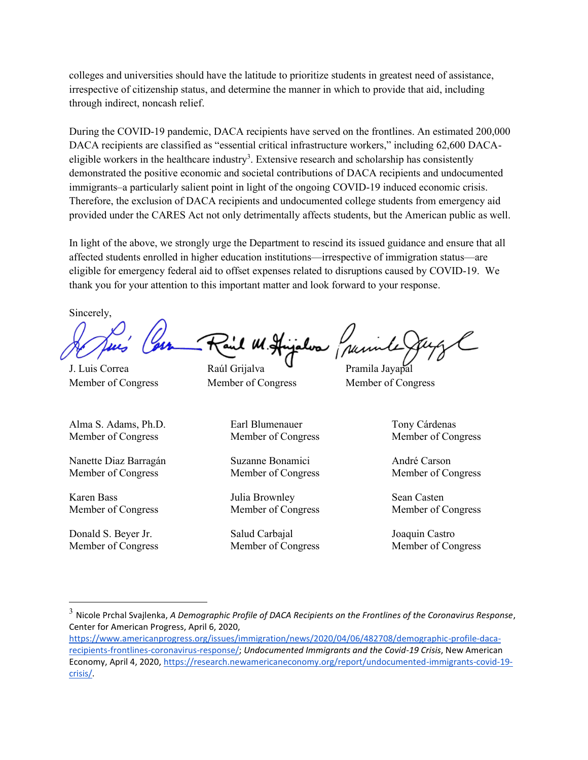colleges and universities should have the latitude to prioritize students in greatest need of assistance, irrespective of citizenship status, and determine the manner in which to provide that aid, including through indirect, noncash relief.

During the COVID-19 pandemic, DACA recipients have served on the frontlines. An estimated 200,000 DACA recipients are classified as "essential critical infrastructure workers," including 62,600 DACA-eligible workers in the healthcare industry[3]. Extensive research and scholarship has consistently demonstrated the positive economic and societal contributions of DACA recipients and undocumented immigrants–a particularly salient point in light of the ongoing COVID-19 induced economic crisis. Therefore, the exclusion of DACA recipients and undocumented college students from emergency aid provided under the CARES Act not only detrimentally affects students, but the American public as well.

In light of the above, we strongly urge the Department to rescind its issued guidance and ensure that all affected students enrolled in higher education institutions—irrespective of immigration status—are eligible for emergency federal aid to offset expenses related to disruptions caused by COVID-19. We thank you for your attention to this important matter and look forward to your response.

Sincerely,

| | | |
|---|---|---|
| J. Luis Correa<br>Member of Congress | Raúl Grijalva<br>Member of Congress | Pramila Jayapal<br>Member of Congress |
| Alma S. Adams, Ph.D.<br>Member of Congress | Earl Blumenauer<br>Member of Congress | Tony Cárdenas<br>Member of Congress |
| Nanette Diaz Barragán<br>Member of Congress | Suzanne Bonamici<br>Member of Congress | André Carson<br>Member of Congress |
| Karen Bass<br>Member of Congress | Julia Brownley<br>Member of Congress | Sean Casten<br>Member of Congress |
| Donald S. Beyer Jr.<br>Member of Congress | Salud Carbajal<br>Member of Congress | Joaquin Castro<br>Member of Congress |

---

[3] Nicole Prchal Svajlenka, *A Demographic Profile of DACA Recipients on the Frontlines of the Coronavirus Response*, Center for American Progress, April 6, 2020, https://www.americanprogress.org/issues/immigration/news/2020/04/06/482708/demographic-profile-daca-recipients-frontlines-coronavirus-response/; *Undocumented Immigrants and the Covid-19 Crisis*, New American Economy, April 4, 2020, https://research.newamericaneconomy.org/report/undocumented-immigrants-covid-19-crisis/.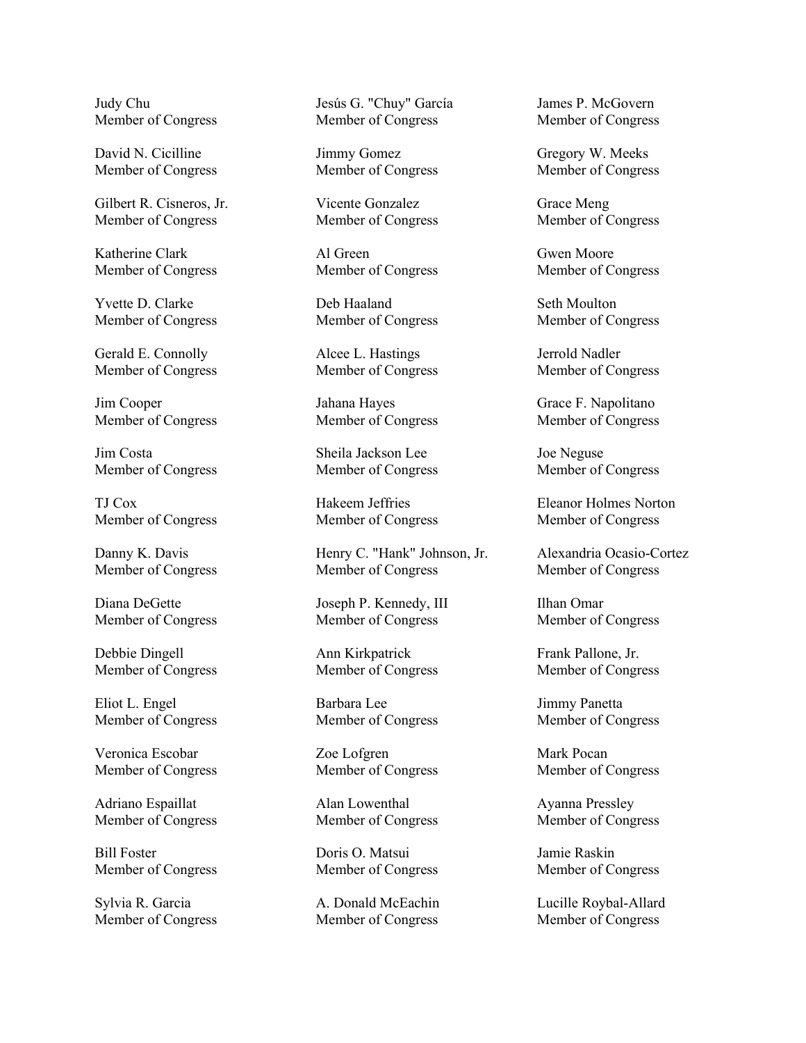Judy Chu
Member of Congress

David N. Cicilline
Member of Congress

Gilbert R. Cisneros, Jr.
Member of Congress

Katherine Clark
Member of Congress

Yvette D. Clarke
Member of Congress

Gerald E. Connolly
Member of Congress

Jim Cooper
Member of Congress

Jim Costa
Member of Congress

TJ Cox
Member of Congress

Danny K. Davis
Member of Congress

Diana DeGette
Member of Congress

Debbie Dingell
Member of Congress

Eliot L. Engel
Member of Congress

Veronica Escobar
Member of Congress

Adriano Espaillat
Member of Congress

Bill Foster
Member of Congress

Sylvia R. Garcia
Member of Congress

Jesús G. "Chuy" García
Member of Congress

Jimmy Gomez
Member of Congress

Vicente Gonzalez
Member of Congress

Al Green
Member of Congress

Deb Haaland
Member of Congress

Alcee L. Hastings
Member of Congress

Jahana Hayes
Member of Congress

Sheila Jackson Lee
Member of Congress

Hakeem Jeffries
Member of Congress

Henry C. "Hank" Johnson, Jr.
Member of Congress

Joseph P. Kennedy, III
Member of Congress

Ann Kirkpatrick
Member of Congress

Barbara Lee
Member of Congress

Zoe Lofgren
Member of Congress

Alan Lowenthal
Member of Congress

Doris O. Matsui
Member of Congress

A. Donald McEachin
Member of Congress

James P. McGovern
Member of Congress

Gregory W. Meeks
Member of Congress

Grace Meng
Member of Congress

Gwen Moore
Member of Congress

Seth Moulton
Member of Congress

Jerrold Nadler
Member of Congress

Grace F. Napolitano
Member of Congress

Joe Neguse
Member of Congress

Eleanor Holmes Norton
Member of Congress

Alexandria Ocasio-Cortez
Member of Congress

Ilhan Omar
Member of Congress

Frank Pallone, Jr.
Member of Congress

Jimmy Panetta
Member of Congress

Mark Pocan
Member of Congress

Ayanna Pressley
Member of Congress

Jamie Raskin
Member of Congress

Lucille Roybal-Allard
Member of Congress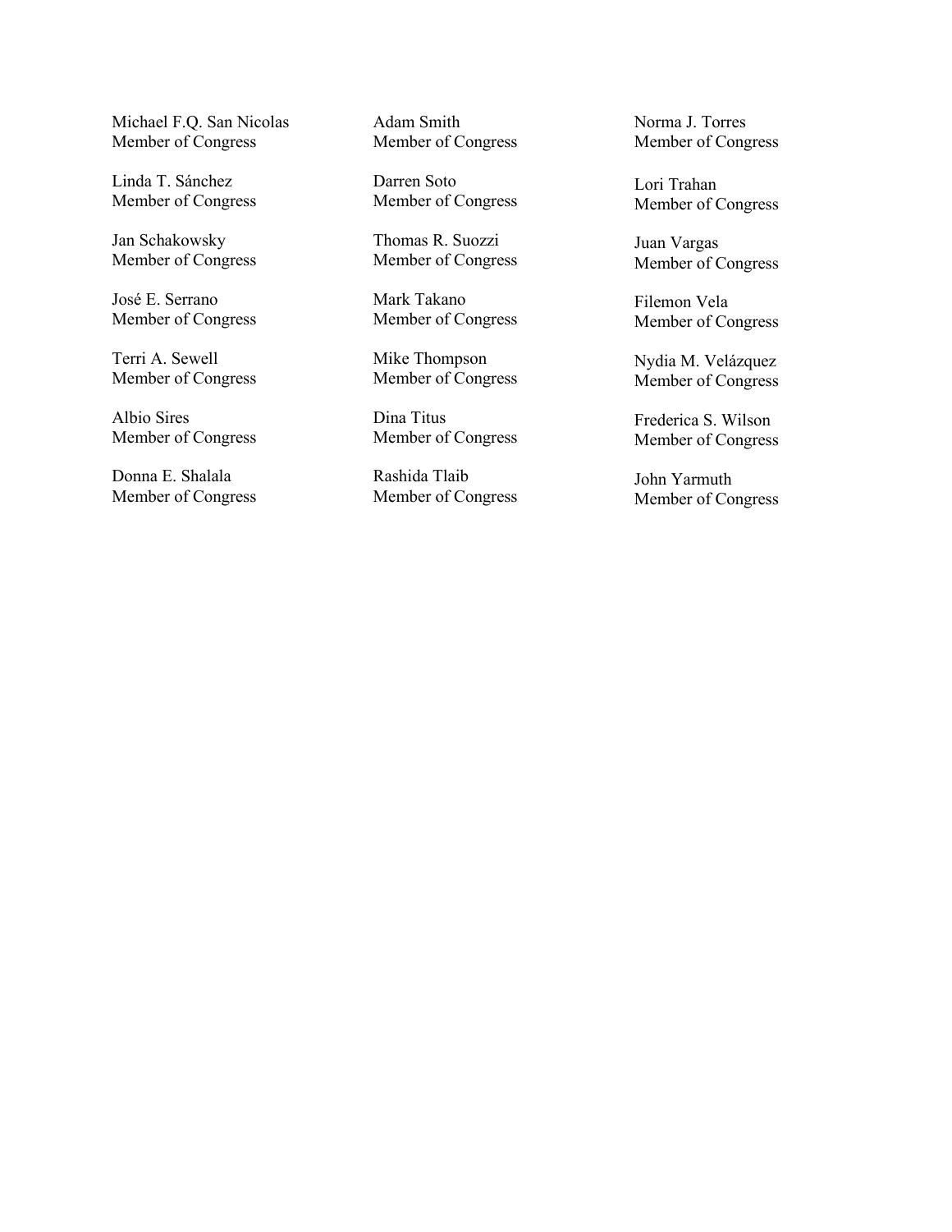Michael F.Q. San Nicolas
Member of Congress

Linda T. Sánchez
Member of Congress

Jan Schakowsky
Member of Congress

José E. Serrano
Member of Congress

Terri A. Sewell
Member of Congress

Albio Sires
Member of Congress

Donna E. Shalala
Member of Congress

Adam Smith
Member of Congress

Darren Soto
Member of Congress

Thomas R. Suozzi
Member of Congress

Mark Takano
Member of Congress

Mike Thompson
Member of Congress

Dina Titus
Member of Congress

Rashida Tlaib
Member of Congress

Norma J. Torres
Member of Congress

Lori Trahan
Member of Congress

Juan Vargas
Member of Congress

Filemon Vela
Member of Congress

Nydia M. Velázquez
Member of Congress

Frederica S. Wilson
Member of Congress

John Yarmuth
Member of Congress